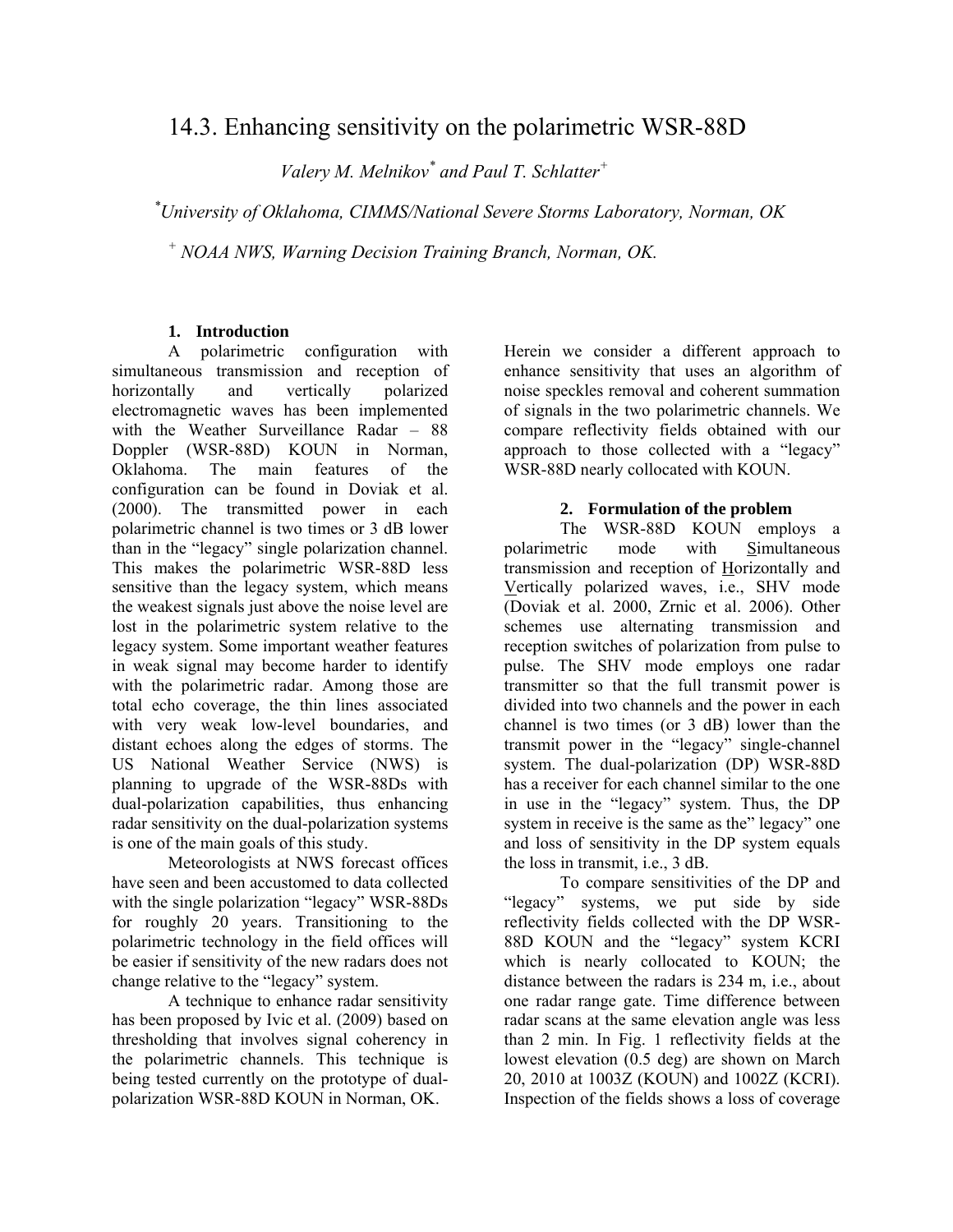# 14.3. Enhancing sensitivity on the polarimetric WSR-88D

*Valery M. Melnikov\* and Paul T. Schlatter+*

*\*University of Oklahoma, CIMMS/National Severe Storms Laboratory, Norman, OK*

*+ NOAA NWS, Warning Decision Training Branch, Norman, OK.*

## 1. Introduction

A polarimetric configuration with simultaneous transmission and reception of horizontally and vertically polarized electromagnetic waves has been implemented with the Weather Surveillance Radar – 88 Doppler (WSR-88D) KOUN in Norman, Oklahoma. The main features of the configuration can be found in Doviak et al. (2000). The transmitted power in each polarimetric channel is two times or 3 dB lower than in the "legacy" single polarization channel. This makes the polarimetric WSR-88D less sensitive than the legacy system, which means the weakest signals just above the noise level are lost in the polarimetric system relative to the legacy system. Some important weather features in weak signal may become harder to identify with the polarimetric radar. Among those are total echo coverage, the thin lines associated with very weak low-level boundaries, and distant echoes along the edges of storms. The US National Weather Service (NWS) is planning to upgrade of the WSR-88Ds with dual-polarization capabilities, thus enhancing radar sensitivity on the dual-polarization systems is one of the main goals of this study.

Meteorologists at NWS forecast offices have seen and been accustomed to data collected with the single polarization "legacy" WSR-88Ds for roughly 20 years. Transitioning to the polarimetric technology in the field offices will be easier if sensitivity of the new radars does not change relative to the "legacy" system.

A technique to enhance radar sensitivity has been proposed by Ivic et al. (2009) based on thresholding that involves signal coherency in the polarimetric channels. This technique is being tested currently on the prototype of dual-polarization WSR-88D KOUN in Norman, OK.

Herein we consider a different approach to enhance sensitivity that uses an algorithm of noise speckles removal and coherent summation of signals in the two polarimetric channels. We compare reflectivity fields obtained with our approach to those collected with a "legacy" WSR-88D nearly collocated with KOUN.

## 2. Formulation of the problem

The WSR-88D KOUN employs a polarimetric mode with Simultaneous transmission and reception of Horizontally and Vertically polarized waves, i.e., SHV mode (Doviak et al. 2000, Zrnic et al. 2006). Other schemes use alternating transmission and reception switches of polarization from pulse to pulse. The SHV mode employs one radar transmitter so that the full transmit power is divided into two channels and the power in each channel is two times (or 3 dB) lower than the transmit power in the "legacy" single-channel system. The dual-polarization (DP) WSR-88D has a receiver for each channel similar to the one in use in the "legacy" system. Thus, the DP system in receive is the same as the" legacy" one and loss of sensitivity in the DP system equals the loss in transmit, i.e., 3 dB.

To compare sensitivities of the DP and "legacy" systems, we put side by side reflectivity fields collected with the DP WSR-88D KOUN and the "legacy" system KCRI which is nearly collocated to KOUN; the distance between the radars is 234 m, i.e., about one radar range gate. Time difference between radar scans at the same elevation angle was less than 2 min. In Fig. 1 reflectivity fields at the lowest elevation (0.5 deg) are shown on March 20, 2010 at 1003Z (KOUN) and 1002Z (KCRI). Inspection of the fields shows a loss of coverage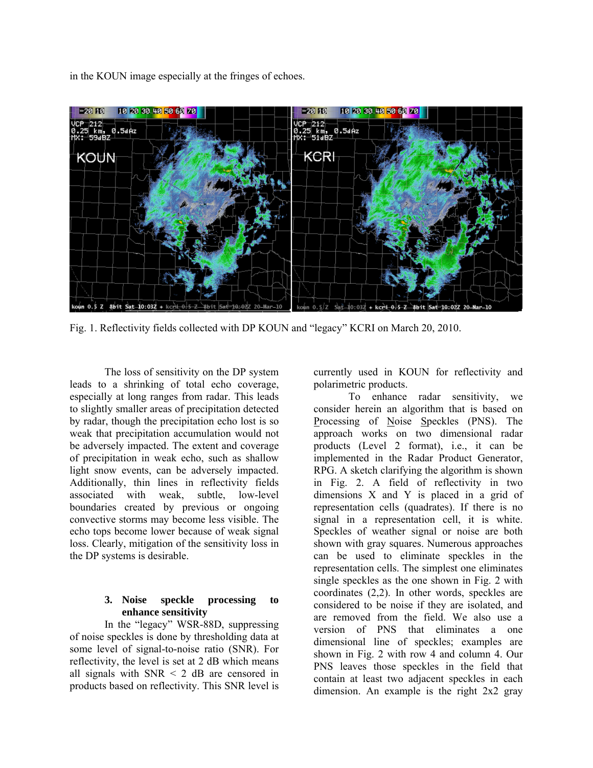in the KOUN image especially at the fringes of echoes.

Fig. 1. Reflectivity fields collected with DP KOUN and "legacy" KCRI on March 20, 2010.

The loss of sensitivity on the DP system leads to a shrinking of total echo coverage, especially at long ranges from radar. This leads to slightly smaller areas of precipitation detected by radar, though the precipitation echo lost is so weak that precipitation accumulation would not be adversely impacted. The extent and coverage of precipitation in weak echo, such as shallow light snow events, can be adversely impacted. Additionally, thin lines in reflectivity fields associated with weak, subtle, low-level boundaries created by previous or ongoing convective storms may become less visible. The echo tops become lower because of weak signal loss. Clearly, mitigation of the sensitivity loss in the DP systems is desirable.

### 3. Noise speckle processing to enhance sensitivity

In the "legacy" WSR-88D, suppressing of noise speckles is done by thresholding data at some level of signal-to-noise ratio (SNR). For reflectivity, the level is set at 2 dB which means all signals with SNR < 2 dB are censored in products based on reflectivity. This SNR level is currently used in KOUN for reflectivity and polarimetric products.

To enhance radar sensitivity, we consider herein an algorithm that is based on Processing of Noise Speckles (PNS). The approach works on two dimensional radar products (Level 2 format), i.e., it can be implemented in the Radar Product Generator, RPG. A sketch clarifying the algorithm is shown in Fig. 2. A field of reflectivity in two dimensions X and Y is placed in a grid of representation cells (quadrates). If there is no signal in a representation cell, it is white. Speckles of weather signal or noise are both shown with gray squares. Numerous approaches can be used to eliminate speckles in the representation cells. The simplest one eliminates single speckles as the one shown in Fig. 2 with coordinates (2,2). In other words, speckles are considered to be noise if they are isolated, and are removed from the field. We also use a version of PNS that eliminates a one dimensional line of speckles; examples are shown in Fig. 2 with row 4 and column 4. Our PNS leaves those speckles in the field that contain at least two adjacent speckles in each dimension. An example is the right 2x2 gray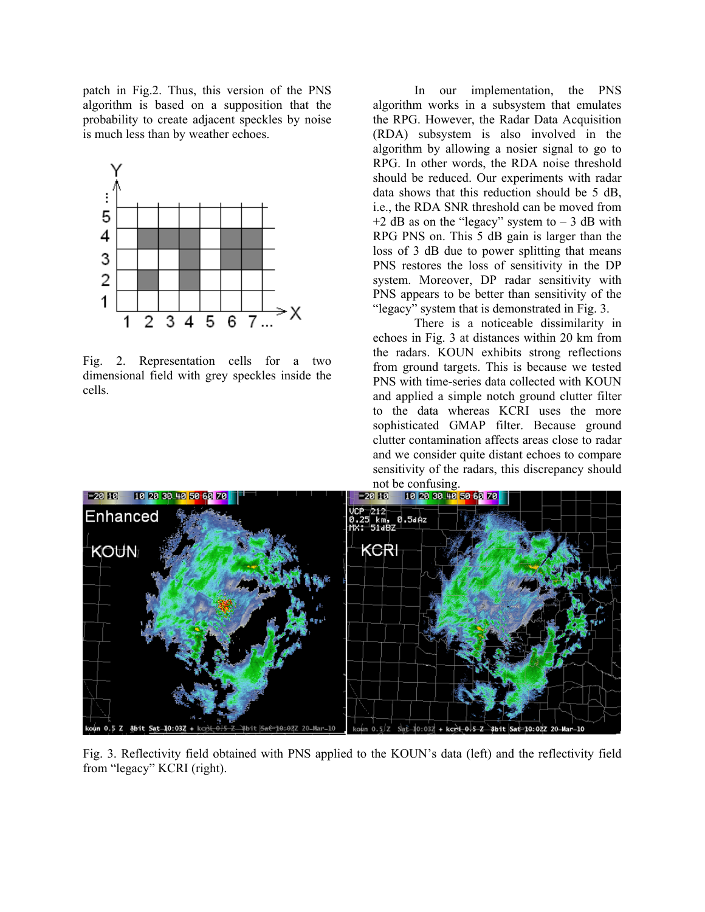patch in Fig.2. Thus, this version of the PNS algorithm is based on a supposition that the probability to create adjacent speckles by noise is much less than by weather echoes.

Fig. 2. Representation cells for a two dimensional field with grey speckles inside the cells.

In our implementation, the PNS algorithm works in a subsystem that emulates the RPG. However, the Radar Data Acquisition (RDA) subsystem is also involved in the algorithm by allowing a nosier signal to go to RPG. In other words, the RDA noise threshold should be reduced. Our experiments with radar data shows that this reduction should be 5 dB, i.e., the RDA SNR threshold can be moved from +2 dB as on the "legacy" system to – 3 dB with RPG PNS on. This 5 dB gain is larger than the loss of 3 dB due to power splitting that means PNS restores the loss of sensitivity in the DP system. Moreover, DP radar sensitivity with PNS appears to be better than sensitivity of the "legacy" system that is demonstrated in Fig. 3.

There is a noticeable dissimilarity in echoes in Fig. 3 at distances within 20 km from the radars. KOUN exhibits strong reflections from ground targets. This is because we tested PNS with time-series data collected with KOUN and applied a simple notch ground clutter filter to the data whereas KCRI uses the more sophisticated GMAP filter. Because ground clutter contamination affects areas close to radar and we consider quite distant echoes to compare sensitivity of the radars, this discrepancy should not be confusing.

Fig. 3. Reflectivity field obtained with PNS applied to the KOUN's data (left) and the reflectivity field from "legacy" KCRI (right).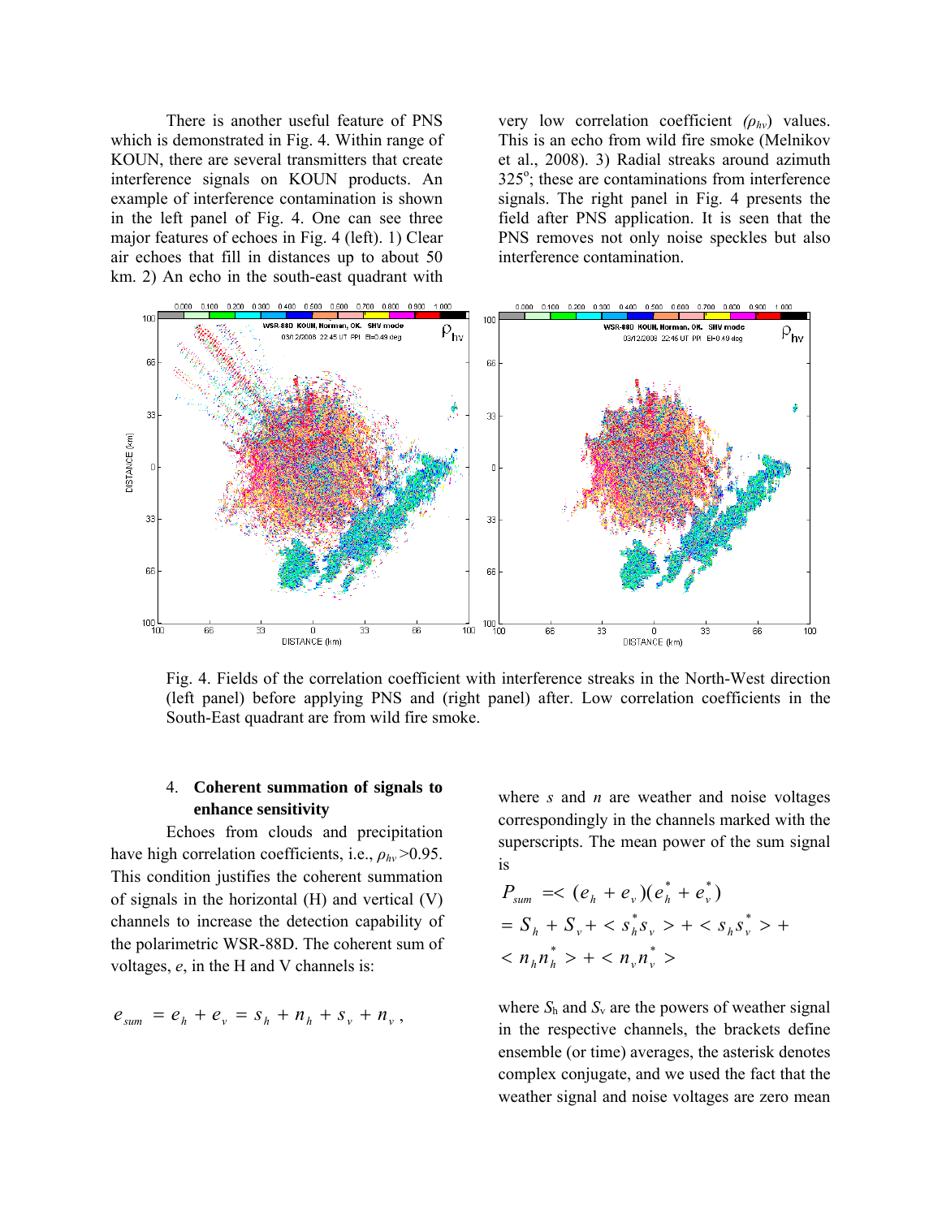There is another useful feature of PNS which is demonstrated in Fig. 4. Within range of KOUN, there are several transmitters that create interference signals on KOUN products. An example of interference contamination is shown in the left panel of Fig. 4. One can see three major features of echoes in Fig. 4 (left). 1) Clear air echoes that fill in distances up to about 50 km. 2) An echo in the south-east quadrant with very low correlation coefficient ($\rho_{hv}$) values. This is an echo from wild fire smoke (Melnikov et al., 2008). 3) Radial streaks around azimuth 325°; these are contaminations from interference signals. The right panel in Fig. 4 presents the field after PNS application. It is seen that the PNS removes not only noise speckles but also interference contamination.

Fig. 4. Fields of the correlation coefficient with interference streaks in the North-West direction (left panel) before applying PNS and (right panel) after. Low correlation coefficients in the South-East quadrant are from wild fire smoke.

## 4. Coherent summation of signals to enhance sensitivity

Echoes from clouds and precipitation have high correlation coefficients, i.e., $\rho_{hv}$>0.95. This condition justifies the coherent summation of signals in the horizontal (H) and vertical (V) channels to increase the detection capability of the polarimetric WSR-88D. The coherent sum of voltages, *e*, in the H and V channels is:

$$e_{sum} = e_h + e_v = s_h + n_h + s_v + n_v \,,$$

where *s* and *n* are weather and noise voltages correspondingly in the channels marked with the superscripts. The mean power of the sum signal is

$$P_{sum} = <(e_h + e_v)(e_h^* + e_v^*)$$
$$= S_h + S_v + < s_h^* s_v > + < s_h s_v^* > +$$
$$< n_h n_h^* > + < n_v n_v^* >$$

where $S_h$ and $S_v$ are the powers of weather signal in the respective channels, the brackets define ensemble (or time) averages, the asterisk denotes complex conjugate, and we used the fact that the weather signal and noise voltages are zero mean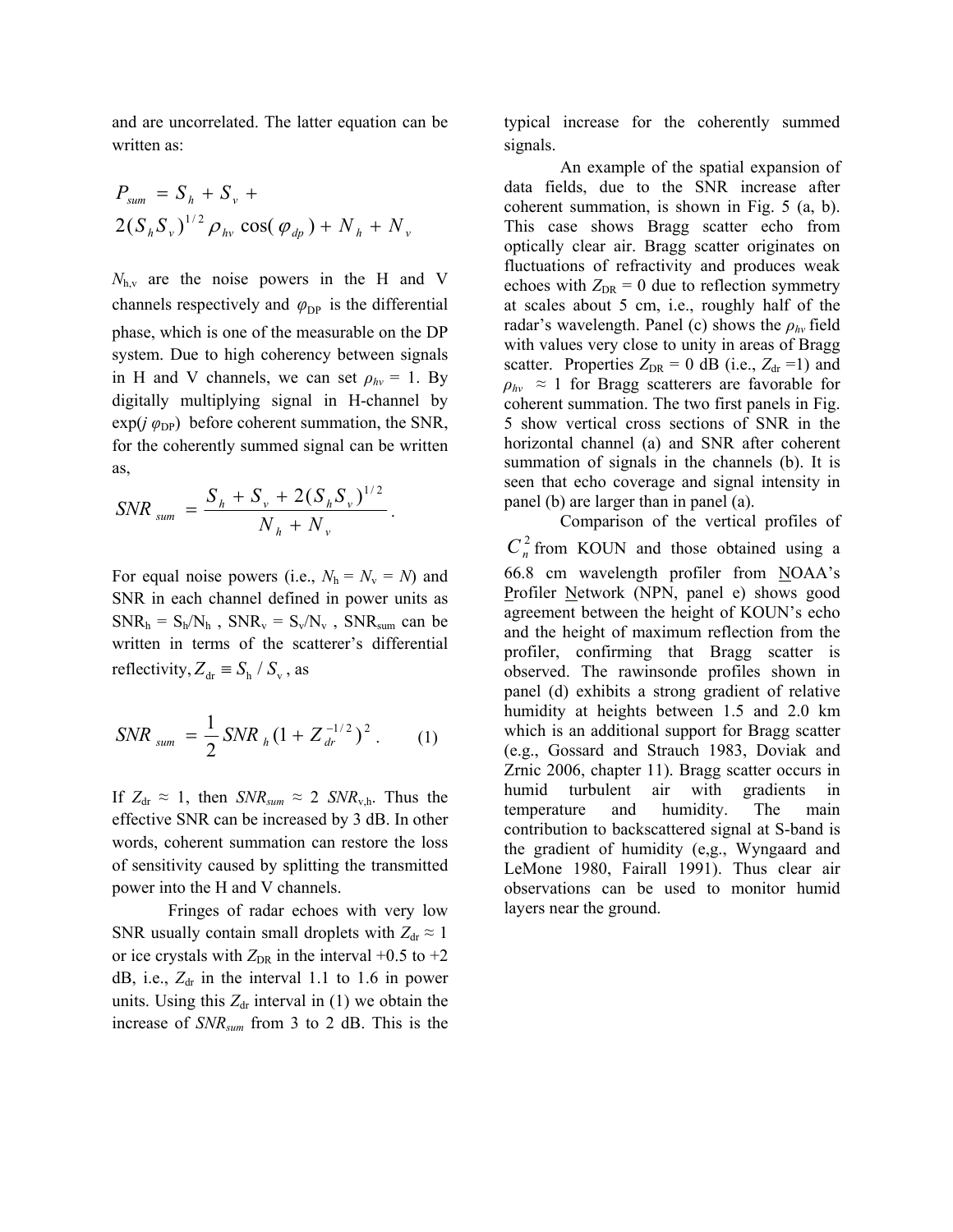and are uncorrelated. The latter equation can be written as:

$$P_{sum} = S_h + S_v + 2(S_h S_v)^{1/2} \rho_{hv} \cos(\varphi_{dp}) + N_h + N_v$$

$N_{h,v}$ are the noise powers in the H and V channels respectively and $\varphi_{DP}$ is the differential phase, which is one of the measurable on the DP system. Due to high coherency between signals in H and V channels, we can set $\rho_{hv}$ = 1. By digitally multiplying signal in H-channel by $\exp(j\,\varphi_{DP})$ before coherent summation, the SNR, for the coherently summed signal can be written as,

$$SNR_{sum} = \frac{S_h + S_v + 2(S_h S_v)^{1/2}}{N_h + N_v}.$$

For equal noise powers (i.e., $N_h = N_v = N$) and SNR in each channel defined in power units as $SNR_h = S_h/N_h$, $SNR_v = S_v/N_v$, $SNR_{sum}$ can be written in terms of the scatterer's differential reflectivity, $Z_{dr} \equiv S_h / S_v$, as

$$SNR_{sum} = \frac{1}{2} SNR_h (1 + Z_{dr}^{-1/2})^2 . \qquad (1)$$

If $Z_{dr} \approx 1$, then $SNR_{sum} \approx 2\ SNR_{v,h}$. Thus the effective SNR can be increased by 3 dB. In other words, coherent summation can restore the loss of sensitivity caused by splitting the transmitted power into the H and V channels.

Fringes of radar echoes with very low SNR usually contain small droplets with $Z_{dr} \approx 1$ or ice crystals with $Z_{DR}$ in the interval +0.5 to +2 dB, i.e., $Z_{dr}$ in the interval 1.1 to 1.6 in power units. Using this $Z_{dr}$ interval in (1) we obtain the increase of $SNR_{sum}$ from 3 to 2 dB. This is the typical increase for the coherently summed signals.

An example of the spatial expansion of data fields, due to the SNR increase after coherent summation, is shown in Fig. 5 (a, b). This case shows Bragg scatter echo from optically clear air. Bragg scatter originates on fluctuations of refractivity and produces weak echoes with $Z_{DR}$ = 0 due to reflection symmetry at scales about 5 cm, i.e., roughly half of the radar's wavelength. Panel (c) shows the $\rho_{hv}$ field with values very close to unity in areas of Bragg scatter. Properties $Z_{DR}$ = 0 dB (i.e., $Z_{dr}$ =1) and $\rho_{hv} \approx 1$ for Bragg scatterers are favorable for coherent summation. The two first panels in Fig. 5 show vertical cross sections of SNR in the horizontal channel (a) and SNR after coherent summation of signals in the channels (b). It is seen that echo coverage and signal intensity in panel (b) are larger than in panel (a).

Comparison of the vertical profiles of $C_n^2$ from KOUN and those obtained using a 66.8 cm wavelength profiler from NOAA's Profiler Network (NPN, panel e) shows good agreement between the height of KOUN's echo and the height of maximum reflection from the profiler, confirming that Bragg scatter is observed. The rawinsonde profiles shown in panel (d) exhibits a strong gradient of relative humidity at heights between 1.5 and 2.0 km which is an additional support for Bragg scatter (e.g., Gossard and Strauch 1983, Doviak and Zrnic 2006, chapter 11). Bragg scatter occurs in humid turbulent air with gradients in temperature and humidity. The main contribution to backscattered signal at S-band is the gradient of humidity (e,g., Wyngaard and LeMone 1980, Fairall 1991). Thus clear air observations can be used to monitor humid layers near the ground.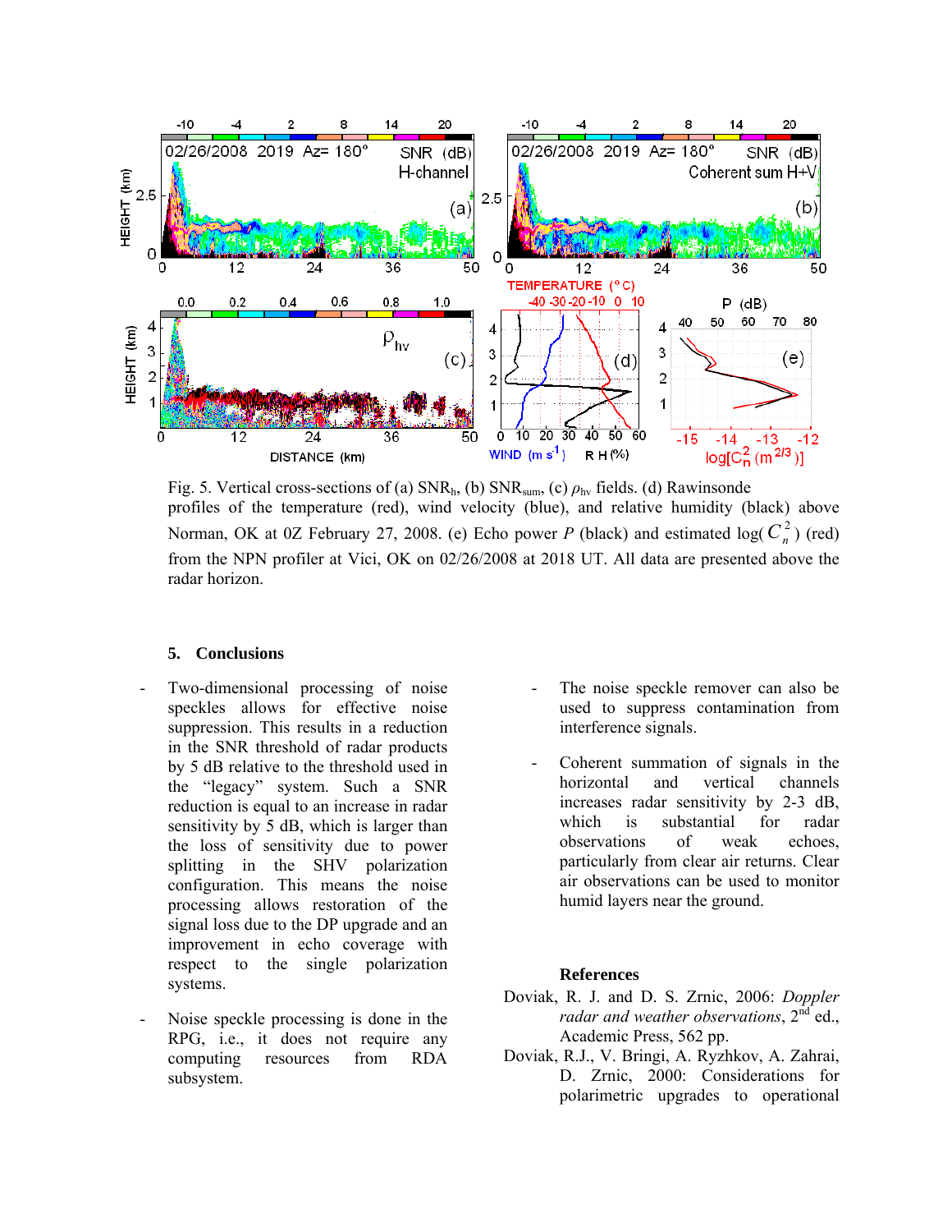Fig. 5. Vertical cross-sections of (a) $SNR_h$, (b) $SNR_{sum}$, (c) $\rho_{hv}$ fields. (d) Rawinsonde profiles of the temperature (red), wind velocity (blue), and relative humidity (black) above Norman, OK at 0Z February 27, 2008. (e) Echo power $P$ (black) and estimated $\log(C_n^2)$ (red) from the NPN profiler at Vici, OK on 02/26/2008 at 2018 UT. All data are presented above the radar horizon.

## 5. Conclusions

- Two-dimensional processing of noise speckles allows for effective noise suppression. This results in a reduction in the SNR threshold of radar products by 5 dB relative to the threshold used in the "legacy" system. Such a SNR reduction is equal to an increase in radar sensitivity by 5 dB, which is larger than the loss of sensitivity due to power splitting in the SHV polarization configuration. This means the noise processing allows restoration of the signal loss due to the DP upgrade and an improvement in echo coverage with respect to the single polarization systems.

- Noise speckle processing is done in the RPG, i.e., it does not require any computing resources from RDA subsystem.

- The noise speckle remover can also be used to suppress contamination from interference signals.

- Coherent summation of signals in the horizontal and vertical channels increases radar sensitivity by 2-3 dB, which is substantial for radar observations of weak echoes, particularly from clear air returns. Clear air observations can be used to monitor humid layers near the ground.

### References

Doviak, R. J. and D. S. Zrnic, 2006: *Doppler radar and weather observations*, 2nd ed., Academic Press, 562 pp.

Doviak, R.J., V. Bringi, A. Ryzhkov, A. Zahrai, D. Zrnic, 2000: Considerations for polarimetric upgrades to operational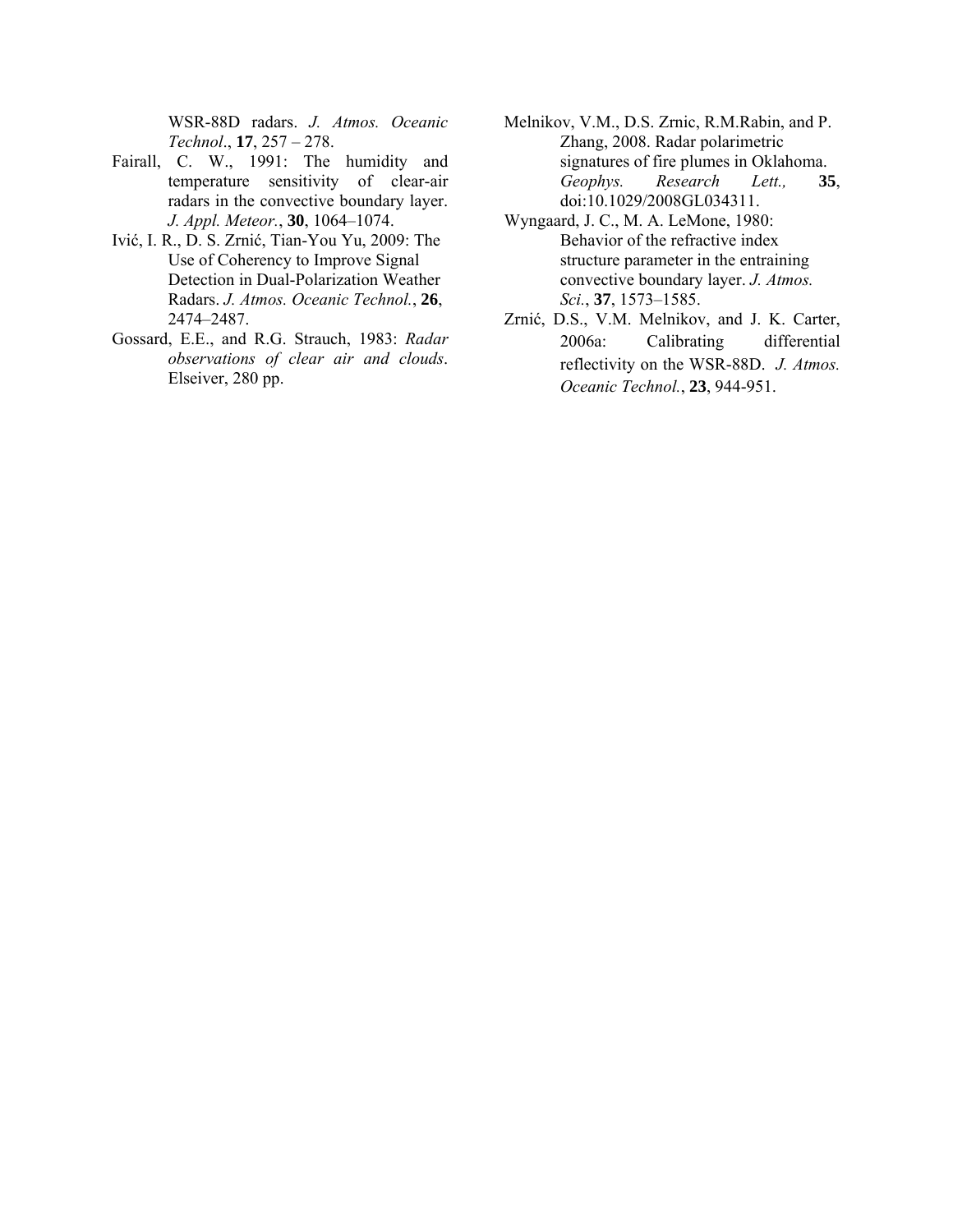WSR-88D radars. *J. Atmos. Oceanic Technol*., **17**, 257 – 278.

Fairall, C. W., 1991: The humidity and temperature sensitivity of clear-air radars in the convective boundary layer. *J. Appl. Meteor.*, **30**, 1064–1074.

Ivić, I. R., D. S. Zrnić, Tian-You Yu, 2009: The Use of Coherency to Improve Signal Detection in Dual-Polarization Weather Radars. *J. Atmos. Oceanic Technol.*, **26**, 2474–2487.

Gossard, E.E., and R.G. Strauch, 1983: *Radar observations of clear air and clouds*. Elseiver, 280 pp.

Melnikov, V.M., D.S. Zrnic, R.M.Rabin, and P. Zhang, 2008. Radar polarimetric signatures of fire plumes in Oklahoma. *Geophys. Research Lett.,* **35**, doi:10.1029/2008GL034311.

Wyngaard, J. C., M. A. LeMone, 1980: Behavior of the refractive index structure parameter in the entraining convective boundary layer. *J. Atmos. Sci.*, **37**, 1573–1585.

Zrnić, D.S., V.M. Melnikov, and J. K. Carter, 2006a: Calibrating differential reflectivity on the WSR-88D. *J. Atmos. Oceanic Technol.*, **23**, 944-951.